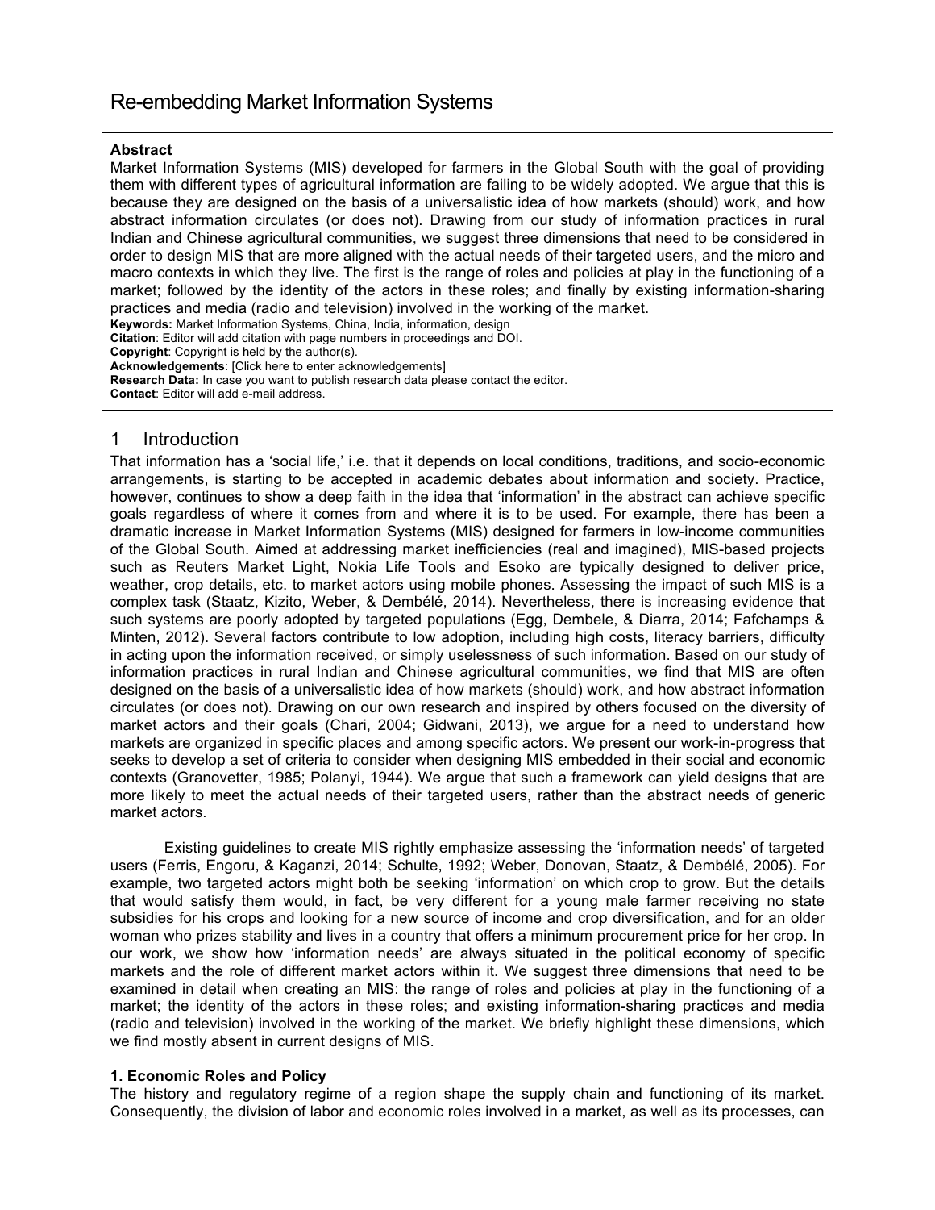# Re-embedding Market Information Systems

**Abstract**

Market Information Systems (MIS) developed for farmers in the Global South with the goal of providing them with different types of agricultural information are failing to be widely adopted. We argue that this is because they are designed on the basis of a universalistic idea of how markets (should) work, and how abstract information circulates (or does not). Drawing from our study of information practices in rural Indian and Chinese agricultural communities, we suggest three dimensions that need to be considered in order to design MIS that are more aligned with the actual needs of their targeted users, and the micro and macro contexts in which they live. The first is the range of roles and policies at play in the functioning of a market; followed by the identity of the actors in these roles; and finally by existing information-sharing practices and media (radio and television) involved in the working of the market.

**Keywords:** Market Information Systems, China, India, information, design

**Citation**: Editor will add citation with page numbers in proceedings and DOI.

**Copyright**: Copyright is held by the author(s).

**Acknowledgements**: [Click here to enter acknowledgements]

**Research Data:** In case you want to publish research data please contact the editor.

**Contact**: Editor will add e-mail address.

## 1 Introduction

That information has a 'social life,' i.e. that it depends on local conditions, traditions, and socio-economic arrangements, is starting to be accepted in academic debates about information and society. Practice, however, continues to show a deep faith in the idea that 'information' in the abstract can achieve specific goals regardless of where it comes from and where it is to be used. For example, there has been a dramatic increase in Market Information Systems (MIS) designed for farmers in low-income communities of the Global South. Aimed at addressing market inefficiencies (real and imagined), MIS-based projects such as Reuters Market Light, Nokia Life Tools and Esoko are typically designed to deliver price, weather, crop details, etc. to market actors using mobile phones. Assessing the impact of such MIS is a complex task (Staatz, Kizito, Weber, & Dembélé, 2014). Nevertheless, there is increasing evidence that such systems are poorly adopted by targeted populations (Egg, Dembele, & Diarra, 2014; Fafchamps & Minten, 2012). Several factors contribute to low adoption, including high costs, literacy barriers, difficulty in acting upon the information received, or simply uselessness of such information. Based on our study of information practices in rural Indian and Chinese agricultural communities, we find that MIS are often designed on the basis of a universalistic idea of how markets (should) work, and how abstract information circulates (or does not). Drawing on our own research and inspired by others focused on the diversity of market actors and their goals (Chari, 2004; Gidwani, 2013), we argue for a need to understand how markets are organized in specific places and among specific actors. We present our work-in-progress that seeks to develop a set of criteria to consider when designing MIS embedded in their social and economic contexts (Granovetter, 1985; Polanyi, 1944). We argue that such a framework can yield designs that are more likely to meet the actual needs of their targeted users, rather than the abstract needs of generic market actors.

Existing guidelines to create MIS rightly emphasize assessing the 'information needs' of targeted users (Ferris, Engoru, & Kaganzi, 2014; Schulte, 1992; Weber, Donovan, Staatz, & Dembélé, 2005). For example, two targeted actors might both be seeking 'information' on which crop to grow. But the details that would satisfy them would, in fact, be very different for a young male farmer receiving no state subsidies for his crops and looking for a new source of income and crop diversification, and for an older woman who prizes stability and lives in a country that offers a minimum procurement price for her crop. In our work, we show how 'information needs' are always situated in the political economy of specific markets and the role of different market actors within it. We suggest three dimensions that need to be examined in detail when creating an MIS: the range of roles and policies at play in the functioning of a market; the identity of the actors in these roles; and existing information-sharing practices and media (radio and television) involved in the working of the market. We briefly highlight these dimensions, which we find mostly absent in current designs of MIS.

**1. Economic Roles and Policy**

The history and regulatory regime of a region shape the supply chain and functioning of its market. Consequently, the division of labor and economic roles involved in a market, as well as its processes, can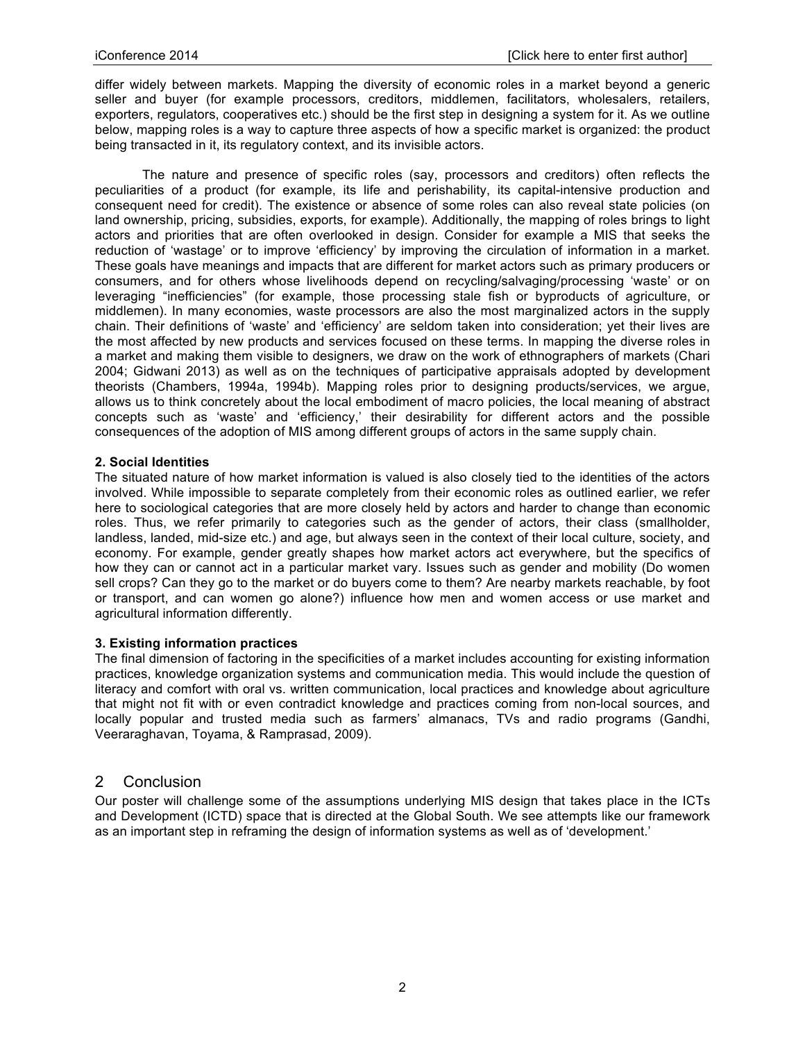differ widely between markets. Mapping the diversity of economic roles in a market beyond a generic seller and buyer (for example processors, creditors, middlemen, facilitators, wholesalers, retailers, exporters, regulators, cooperatives etc.) should be the first step in designing a system for it. As we outline below, mapping roles is a way to capture three aspects of how a specific market is organized: the product being transacted in it, its regulatory context, and its invisible actors.

The nature and presence of specific roles (say, processors and creditors) often reflects the peculiarities of a product (for example, its life and perishability, its capital-intensive production and consequent need for credit). The existence or absence of some roles can also reveal state policies (on land ownership, pricing, subsidies, exports, for example). Additionally, the mapping of roles brings to light actors and priorities that are often overlooked in design. Consider for example a MIS that seeks the reduction of 'wastage' or to improve 'efficiency' by improving the circulation of information in a market. These goals have meanings and impacts that are different for market actors such as primary producers or consumers, and for others whose livelihoods depend on recycling/salvaging/processing 'waste' or on leveraging "inefficiencies" (for example, those processing stale fish or byproducts of agriculture, or middlemen). In many economies, waste processors are also the most marginalized actors in the supply chain. Their definitions of 'waste' and 'efficiency' are seldom taken into consideration; yet their lives are the most affected by new products and services focused on these terms. In mapping the diverse roles in a market and making them visible to designers, we draw on the work of ethnographers of markets (Chari 2004; Gidwani 2013) as well as on the techniques of participative appraisals adopted by development theorists (Chambers, 1994a, 1994b). Mapping roles prior to designing products/services, we argue, allows us to think concretely about the local embodiment of macro policies, the local meaning of abstract concepts such as 'waste' and 'efficiency,' their desirability for different actors and the possible consequences of the adoption of MIS among different groups of actors in the same supply chain.

**2. Social Identities**

The situated nature of how market information is valued is also closely tied to the identities of the actors involved. While impossible to separate completely from their economic roles as outlined earlier, we refer here to sociological categories that are more closely held by actors and harder to change than economic roles. Thus, we refer primarily to categories such as the gender of actors, their class (smallholder, landless, landed, mid-size etc.) and age, but always seen in the context of their local culture, society, and economy. For example, gender greatly shapes how market actors act everywhere, but the specifics of how they can or cannot act in a particular market vary. Issues such as gender and mobility (Do women sell crops? Can they go to the market or do buyers come to them? Are nearby markets reachable, by foot or transport, and can women go alone?) influence how men and women access or use market and agricultural information differently.

**3. Existing information practices**

The final dimension of factoring in the specificities of a market includes accounting for existing information practices, knowledge organization systems and communication media. This would include the question of literacy and comfort with oral vs. written communication, local practices and knowledge about agriculture that might not fit with or even contradict knowledge and practices coming from non-local sources, and locally popular and trusted media such as farmers' almanacs, TVs and radio programs (Gandhi, Veeraraghavan, Toyama, & Ramprasad, 2009).

## 2 Conclusion

Our poster will challenge some of the assumptions underlying MIS design that takes place in the ICTs and Development (ICTD) space that is directed at the Global South. We see attempts like our framework as an important step in reframing the design of information systems as well as of 'development.'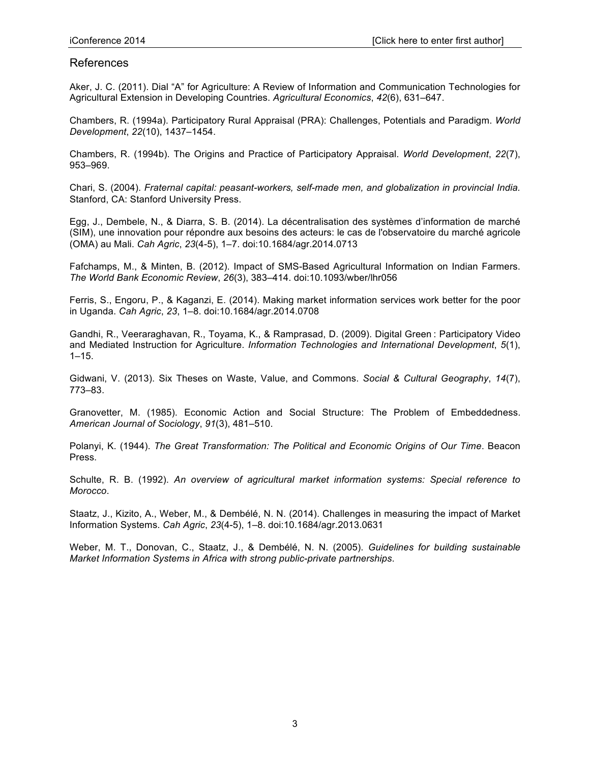## References

Aker, J. C. (2011). Dial “A” for Agriculture: A Review of Information and Communication Technologies for Agricultural Extension in Developing Countries. *Agricultural Economics*, *42*(6), 631–647.

Chambers, R. (1994a). Participatory Rural Appraisal (PRA): Challenges, Potentials and Paradigm. *World Development*, *22*(10), 1437–1454.

Chambers, R. (1994b). The Origins and Practice of Participatory Appraisal. *World Development*, *22*(7), 953–969.

Chari, S. (2004). *Fraternal capital: peasant-workers, self-made men, and globalization in provincial India.* Stanford, CA: Stanford University Press.

Egg, J., Dembele, N., & Diarra, S. B. (2014). La décentralisation des systèmes d’information de marché (SIM), une innovation pour répondre aux besoins des acteurs: le cas de l'observatoire du marché agricole (OMA) au Mali. *Cah Agric*, *23*(4-5), 1–7. doi:10.1684/agr.2014.0713

Fafchamps, M., & Minten, B. (2012). Impact of SMS-Based Agricultural Information on Indian Farmers. *The World Bank Economic Review*, *26*(3), 383–414. doi:10.1093/wber/lhr056

Ferris, S., Engoru, P., & Kaganzi, E. (2014). Making market information services work better for the poor in Uganda. *Cah Agric*, *23*, 1–8. doi:10.1684/agr.2014.0708

Gandhi, R., Veeraraghavan, R., Toyama, K., & Ramprasad, D. (2009). Digital Green : Participatory Video and Mediated Instruction for Agriculture. *Information Technologies and International Development*, *5*(1), 1–15.

Gidwani, V. (2013). Six Theses on Waste, Value, and Commons. *Social & Cultural Geography*, *14*(7), 773–83.

Granovetter, M. (1985). Economic Action and Social Structure: The Problem of Embeddedness. *American Journal of Sociology*, *91*(3), 481–510.

Polanyi, K. (1944). *The Great Transformation: The Political and Economic Origins of Our Time*. Beacon Press.

Schulte, R. B. (1992). *An overview of agricultural market information systems: Special reference to Morocco*.

Staatz, J., Kizito, A., Weber, M., & Dembélé, N. N. (2014). Challenges in measuring the impact of Market Information Systems. *Cah Agric*, *23*(4-5), 1–8. doi:10.1684/agr.2013.0631

Weber, M. T., Donovan, C., Staatz, J., & Dembélé, N. N. (2005). *Guidelines for building sustainable Market Information Systems in Africa with strong public-private partnerships.*